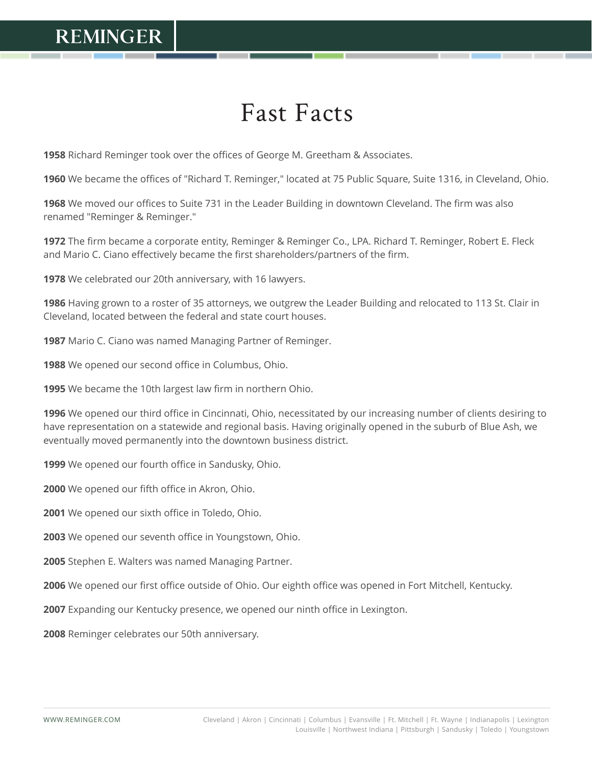# Fast Facts

**1958** Richard Reminger took over the offices of George M. Greetham & Associates.

**1960** We became the offices of "Richard T. Reminger," located at 75 Public Square, Suite 1316, in Cleveland, Ohio.

**1968** We moved our offices to Suite 731 in the Leader Building in downtown Cleveland. The firm was also renamed "Reminger & Reminger."

**1972** The firm became a corporate entity, Reminger & Reminger Co., LPA. Richard T. Reminger, Robert E. Fleck and Mario C. Ciano effectively became the first shareholders/partners of the firm.

**1978** We celebrated our 20th anniversary, with 16 lawyers.

**1986** Having grown to a roster of 35 attorneys, we outgrew the Leader Building and relocated to 113 St. Clair in Cleveland, located between the federal and state court houses.

**1987** Mario C. Ciano was named Managing Partner of Reminger.

**1988** We opened our second office in Columbus, Ohio.

**1995** We became the 10th largest law firm in northern Ohio.

**1996** We opened our third office in Cincinnati, Ohio, necessitated by our increasing number of clients desiring to have representation on a statewide and regional basis. Having originally opened in the suburb of Blue Ash, we eventually moved permanently into the downtown business district.

**1999** We opened our fourth office in Sandusky, Ohio.

**2000** We opened our fifth office in Akron, Ohio.

**2001** We opened our sixth office in Toledo, Ohio.

**2003** We opened our seventh office in Youngstown, Ohio.

**2005** Stephen E. Walters was named Managing Partner.

**2006** We opened our first office outside of Ohio. Our eighth office was opened in Fort Mitchell, Kentucky.

**2007** Expanding our Kentucky presence, we opened our ninth office in Lexington.

**2008** Reminger celebrates our 50th anniversary.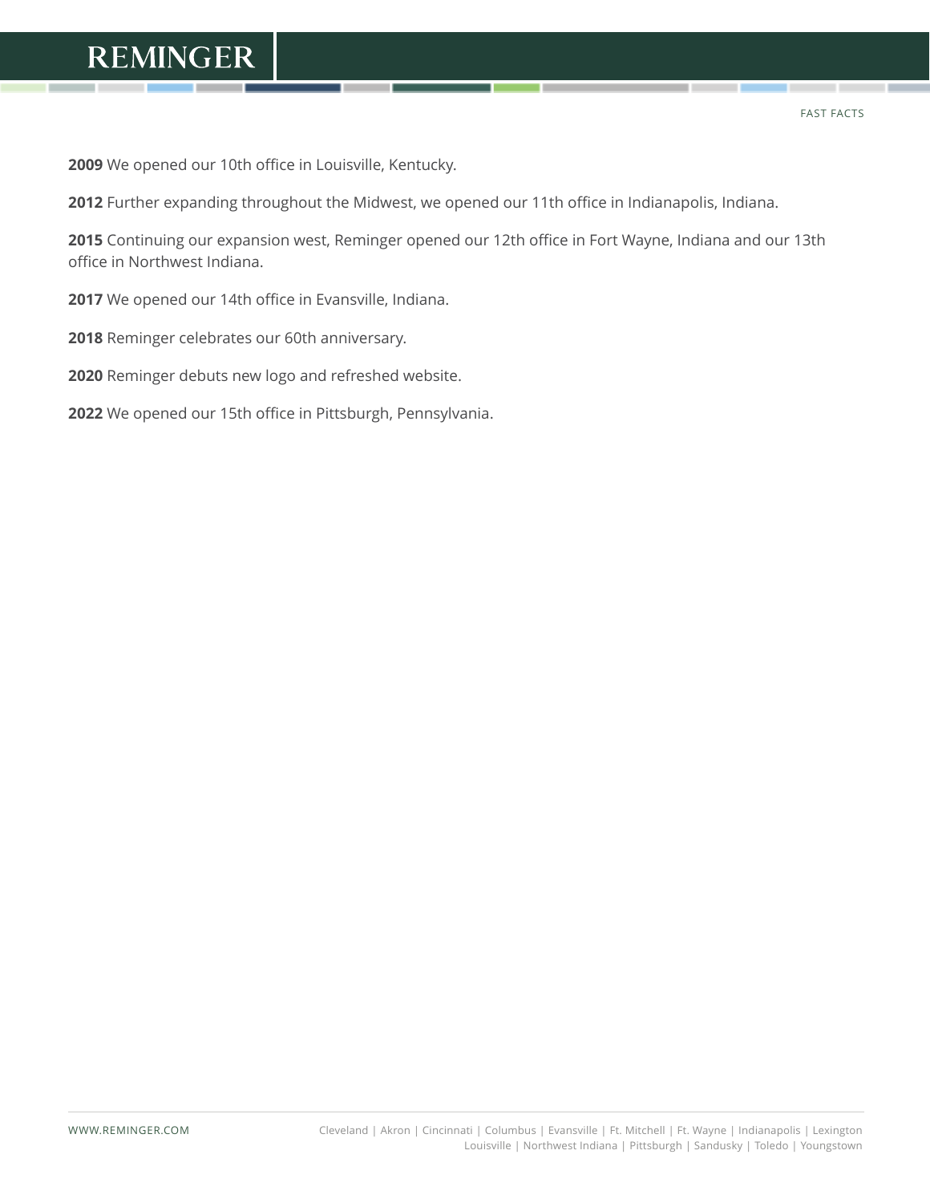**2009** We opened our 10th office in Louisville, Kentucky.

**2012** Further expanding throughout the Midwest, we opened our 11th office in Indianapolis, Indiana.

**2015** Continuing our expansion west, Reminger opened our 12th office in Fort Wayne, Indiana and our 13th office in Northwest Indiana.

**2017** We opened our 14th office in Evansville, Indiana.

**2018** Reminger celebrates our 60th anniversary.

**2020** Reminger debuts new logo and refreshed website.

**2022** We opened our 15th office in Pittsburgh, Pennsylvania.